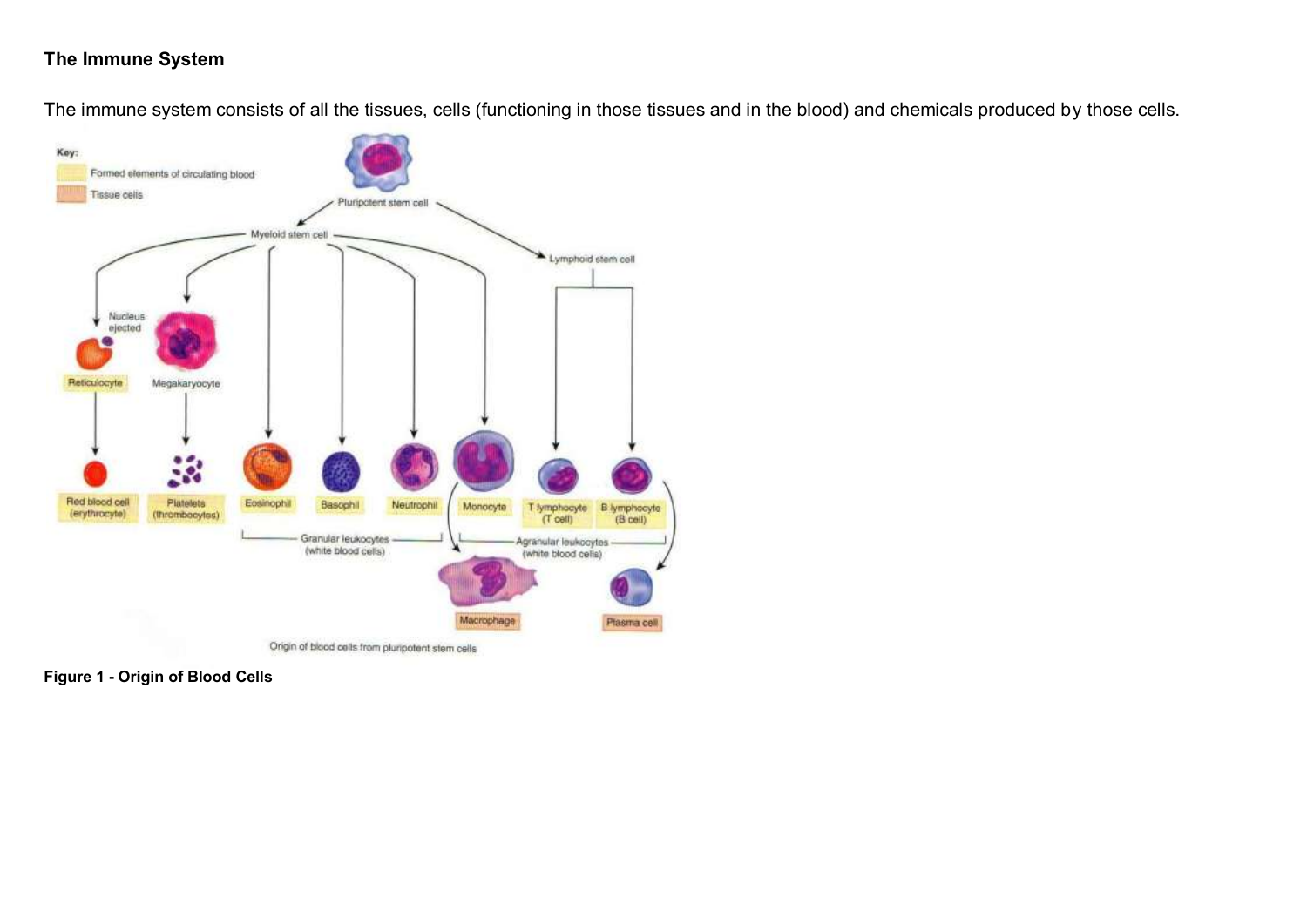## The Immune System

The immune system consists of all the tissues, cells (functioning in those tissues and in the blood) and chemicals produced by those cells.

**Figure 1 - Origin of Blood Cells**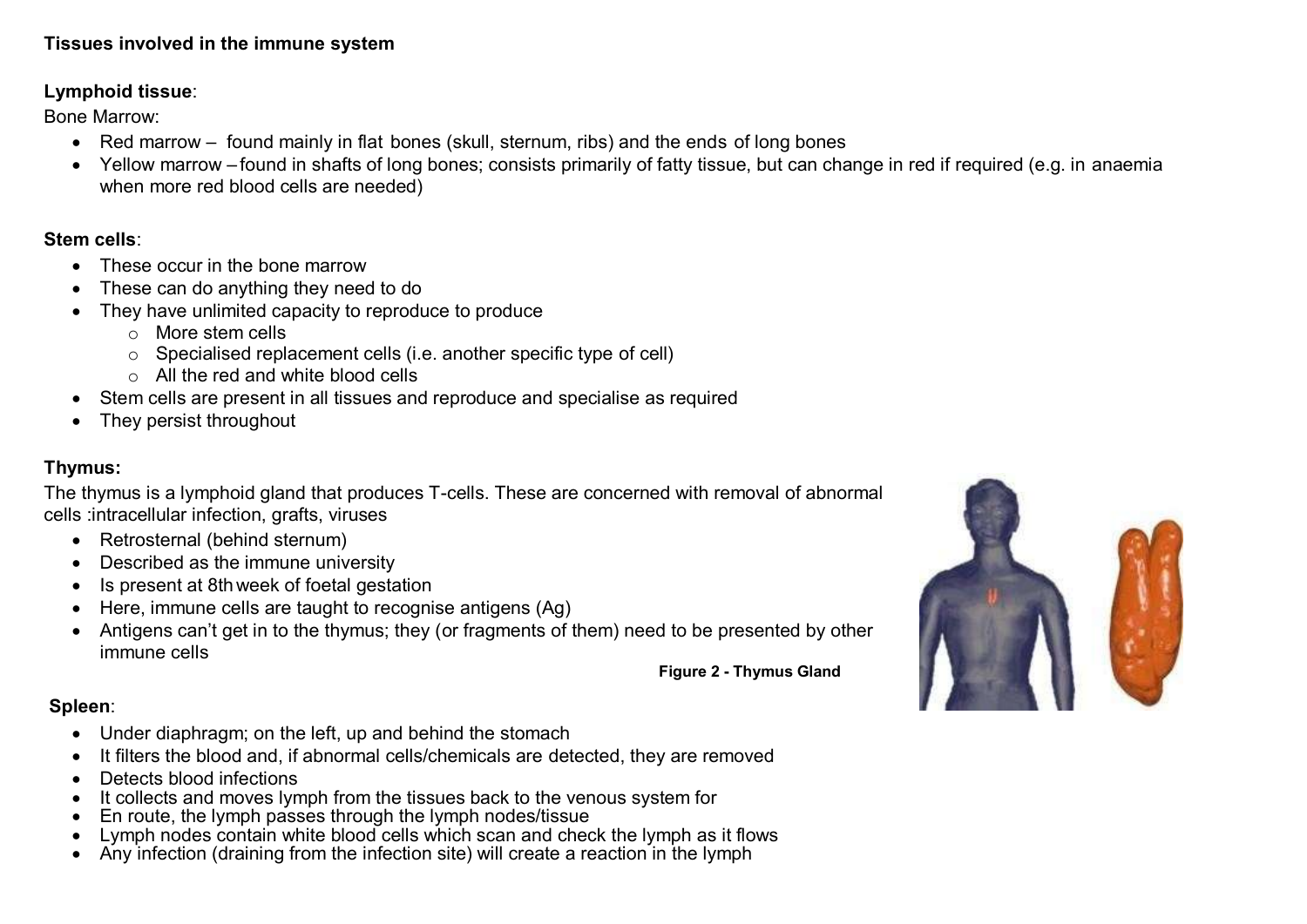**Tissues involved in the immune system**

**Lymphoid tissue**:

Bone Marrow:

- Red marrow – found mainly in flat bones (skull, sternum, ribs) and the ends of long bones
- Yellow marrow – found in shafts of long bones; consists primarily of fatty tissue, but can change in red if required (e.g. in anaemia when more red blood cells are needed)

**Stem cells**:

- These occur in the bone marrow
- These can do anything they need to do
- They have unlimited capacity to reproduce to produce
  - More stem cells
  - Specialised replacement cells (i.e. another specific type of cell)
  - All the red and white blood cells
- Stem cells are present in all tissues and reproduce and specialise as required
- They persist throughout

**Thymus:**

The thymus is a lymphoid gland that produces T-cells. These are concerned with removal of abnormal cells :intracellular infection, grafts, viruses

- Retrosternal (behind sternum)
- Described as the immune university
- Is present at 8th week of foetal gestation
- Here, immune cells are taught to recognise antigens (Ag)
- Antigens can't get in to the thymus; they (or fragments of them) need to be presented by other immune cells

**Figure 2 - Thymus Gland**

**Spleen**:

- Under diaphragm; on the left, up and behind the stomach
- It filters the blood and, if abnormal cells/chemicals are detected, they are removed
- Detects blood infections
- It collects and moves lymph from the tissues back to the venous system for
- En route, the lymph passes through the lymph nodes/tissue
- Lymph nodes contain white blood cells which scan and check the lymph as it flows
- Any infection (draining from the infection site) will create a reaction in the lymph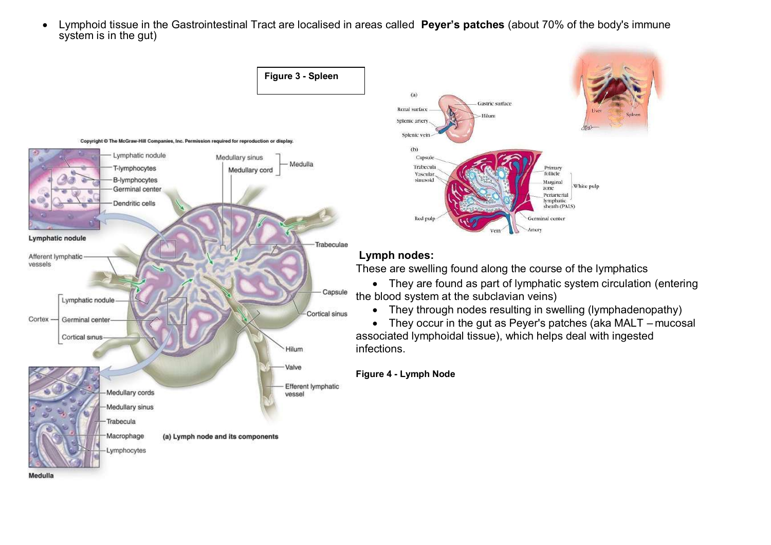- Lymphoid tissue in the Gastrointestinal Tract are localised in areas called **Peyer's patches** (about 70% of the body's immune system is in the gut)

**Figure 3 - Spleen**

### Lymph nodes:

These are swelling found along the course of the lymphatics

- They are found as part of lymphatic system circulation (entering the blood system at the subclavian veins)
- They through nodes resulting in swelling (lymphadenopathy)
- They occur in the gut as Peyer's patches (aka MALT – mucosal associated lymphoidal tissue), which helps deal with ingested infections.

**Figure 4 - Lymph Node**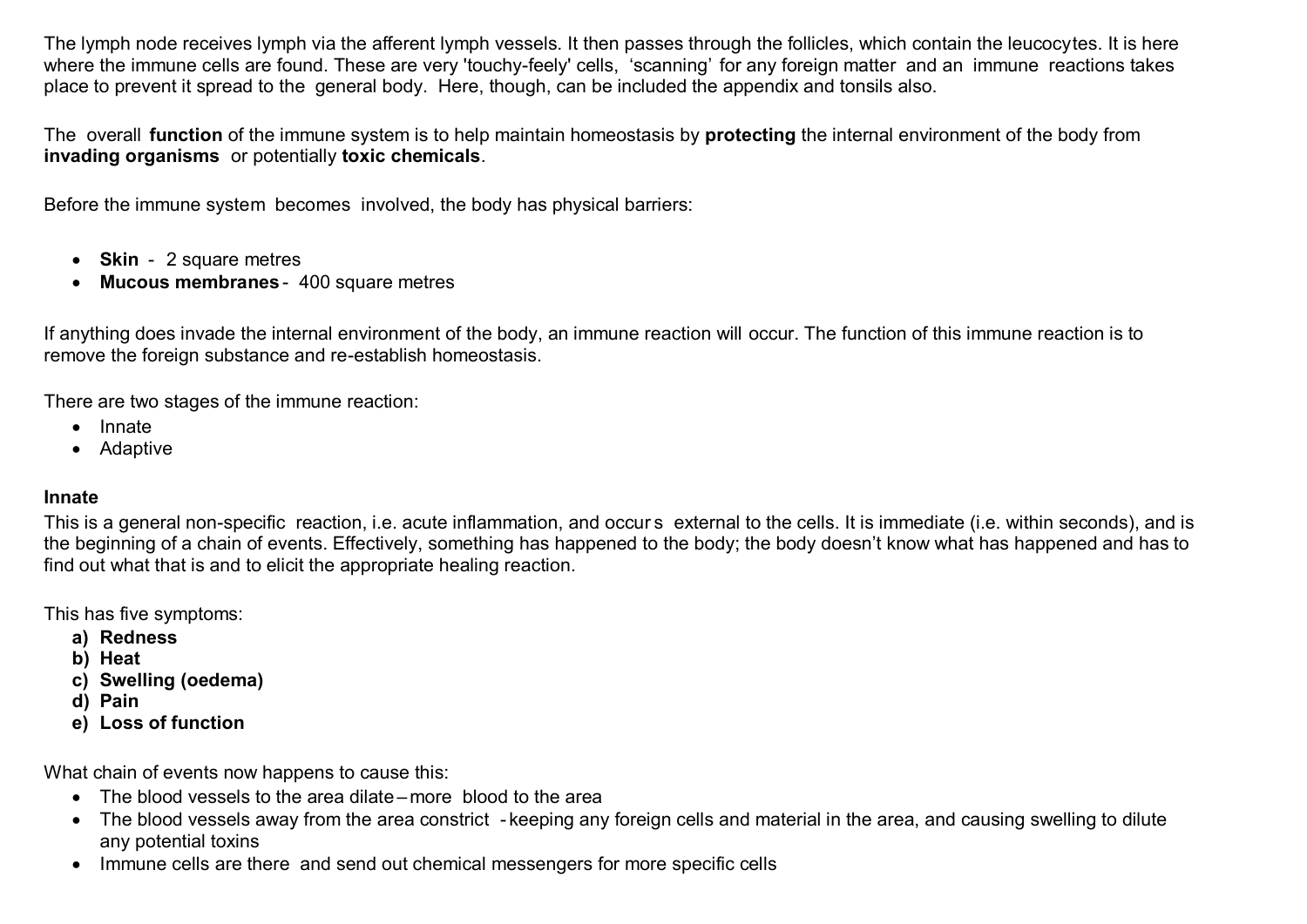The lymph node receives lymph via the afferent lymph vessels. It then passes through the follicles, which contain the leucocytes. It is here where the immune cells are found. These are very 'touchy-feely' cells, 'scanning' for any foreign matter and an immune reactions takes place to prevent it spread to the general body. Here, though, can be included the appendix and tonsils also.

The overall **function** of the immune system is to help maintain homeostasis by **protecting** the internal environment of the body from **invading organisms** or potentially **toxic chemicals**.

Before the immune system becomes involved, the body has physical barriers:

- **Skin** - 2 square metres
- **Mucous membranes** - 400 square metres

If anything does invade the internal environment of the body, an immune reaction will occur. The function of this immune reaction is to remove the foreign substance and re-establish homeostasis.

There are two stages of the immune reaction:

- Innate
- Adaptive

**Innate**

This is a general non-specific reaction, i.e. acute inflammation, and occurs external to the cells. It is immediate (i.e. within seconds), and is the beginning of a chain of events. Effectively, something has happened to the body; the body doesn't know what has happened and has to find out what that is and to elicit the appropriate healing reaction.

This has five symptoms:

a) **Redness**
b) **Heat**
c) **Swelling (oedema)**
d) **Pain**
e) **Loss of function**

What chain of events now happens to cause this:

- The blood vessels to the area dilate – more blood to the area
- The blood vessels away from the area constrict - keeping any foreign cells and material in the area, and causing swelling to dilute any potential toxins
- Immune cells are there and send out chemical messengers for more specific cells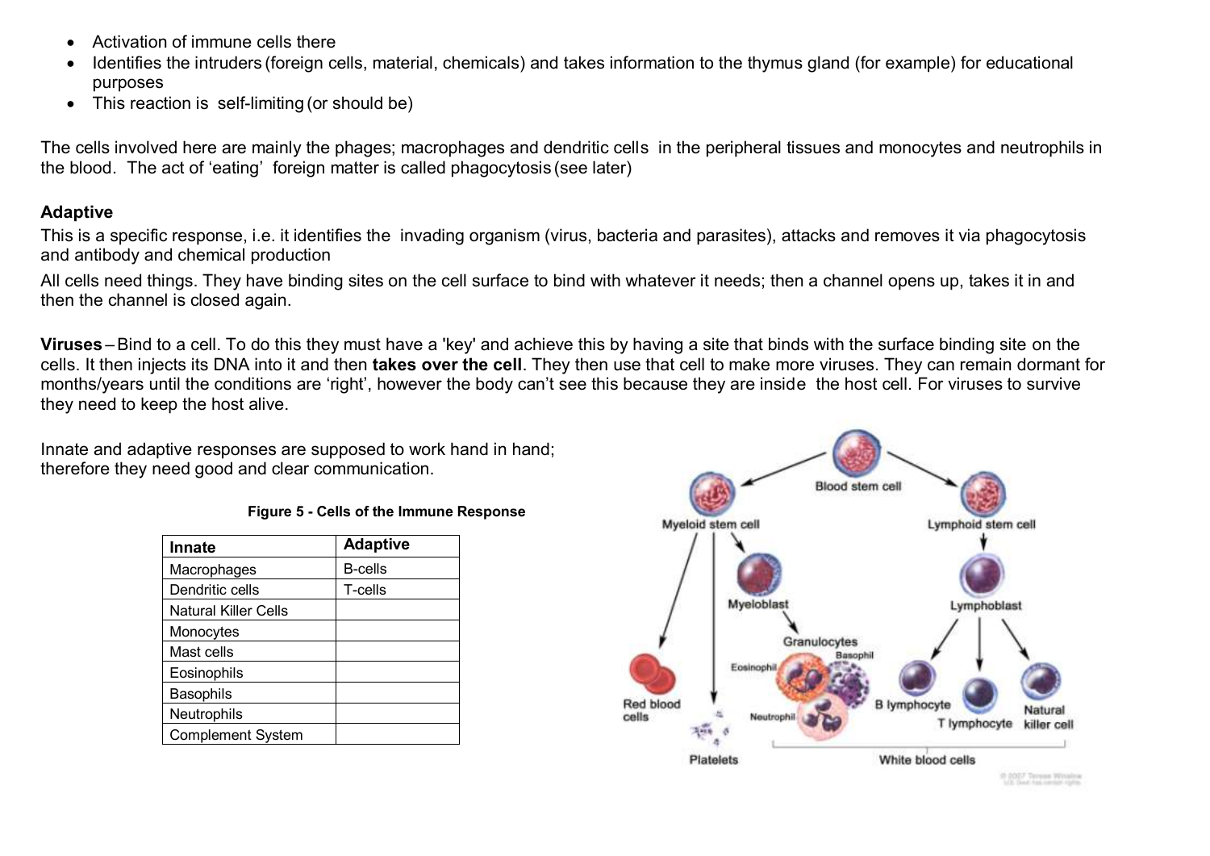- Activation of immune cells there
- Identifies the intruders (foreign cells, material, chemicals) and takes information to the thymus gland (for example) for educational purposes
- This reaction is self-limiting (or should be)

The cells involved here are mainly the phages; macrophages and dendritic cells in the peripheral tissues and monocytes and neutrophils in the blood. The act of 'eating' foreign matter is called phagocytosis (see later)

**Adaptive**

This is a specific response, i.e. it identifies the invading organism (virus, bacteria and parasites), attacks and removes it via phagocytosis and antibody and chemical production

All cells need things. They have binding sites on the cell surface to bind with whatever it needs; then a channel opens up, takes it in and then the channel is closed again.

**Viruses** – Bind to a cell. To do this they must have a 'key' and achieve this by having a site that binds with the surface binding site on the cells. It then injects its DNA into it and then **takes over the cell**. They then use that cell to make more viruses. They can remain dormant for months/years until the conditions are 'right', however the body can't see this because they are inside the host cell. For viruses to survive they need to keep the host alive.

Innate and adaptive responses are supposed to work hand in hand; therefore they need good and clear communication.

**Figure 5 - Cells of the Immune Response**

| Innate | Adaptive |
|---|---|
| Macrophages | B-cells |
| Dendritic cells | T-cells |
| Natural Killer Cells | |
| Monocytes | |
| Mast cells | |
| Eosinophils | |
| Basophils | |
| Neutrophils | |
| Complement System | |

Blood stem cell → Myeloid stem cell, Lymphoid stem cell

Myeloid stem cell → Red blood cells, Platelets, Myeloblast → Granulocytes (Eosinophil, Basophil, Neutrophil)

Lymphoid stem cell → Lymphoblast → B lymphocyte, T lymphocyte, Natural killer cell

White blood cells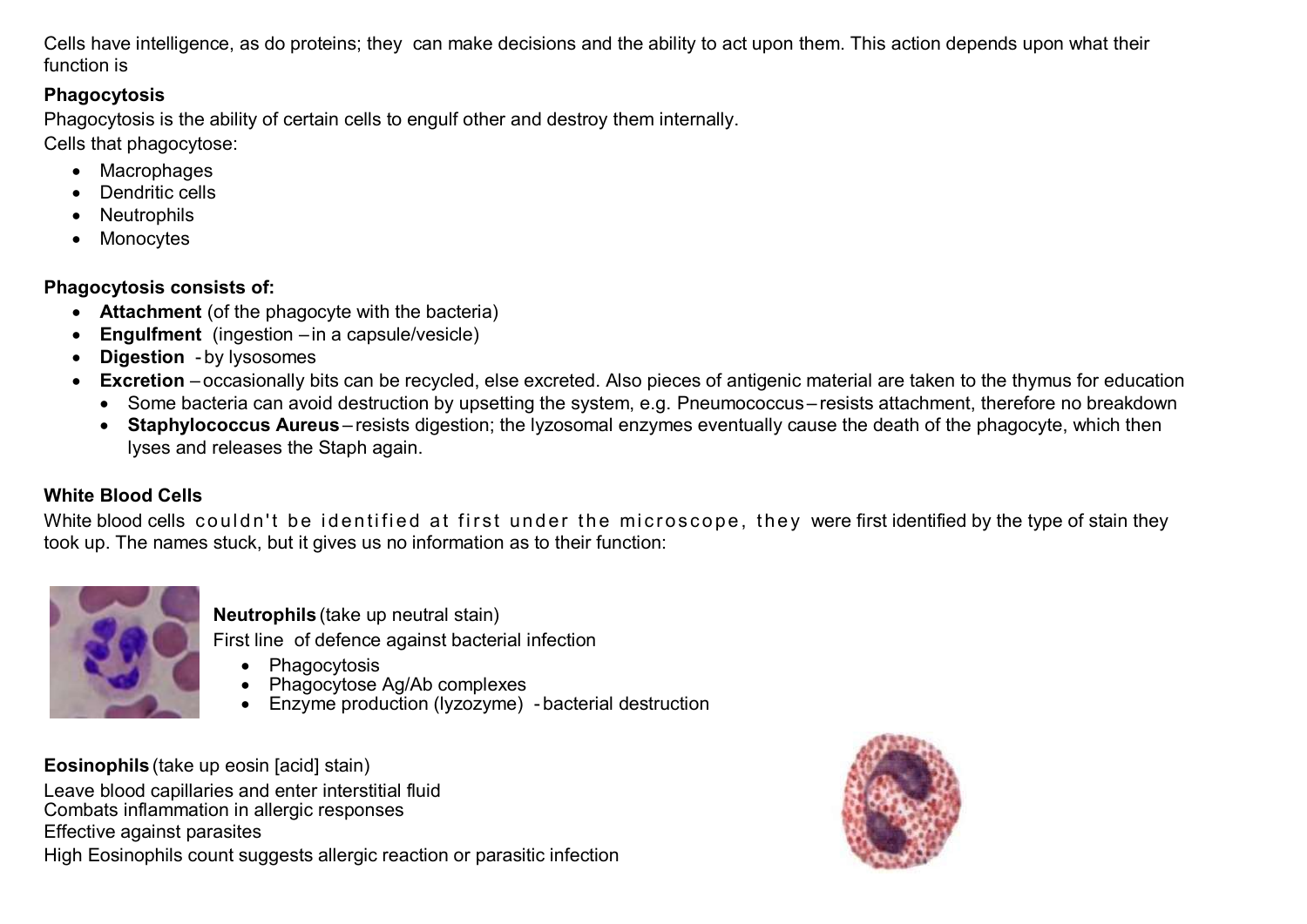Cells have intelligence, as do proteins; they can make decisions and the ability to act upon them. This action depends upon what their function is

**Phagocytosis**

Phagocytosis is the ability of certain cells to engulf other and destroy them internally.

Cells that phagocytose:

- Macrophages
- Dendritic cells
- Neutrophils
- Monocytes

**Phagocytosis consists of:**

- **Attachment** (of the phagocyte with the bacteria)
- **Engulfment** (ingestion – in a capsule/vesicle)
- **Digestion** - by lysosomes
- **Excretion** – occasionally bits can be recycled, else excreted. Also pieces of antigenic material are taken to the thymus for education
  - Some bacteria can avoid destruction by upsetting the system, e.g. Pneumococcus – resists attachment, therefore no breakdown
  - **Staphylococcus Aureus** – resists digestion; the lyzosomal enzymes eventually cause the death of the phagocyte, which then lyses and releases the Staph again.

**White Blood Cells**

White blood cells couldn't be identified at first under the microscope, they were first identified by the type of stain they took up. The names stuck, but it gives us no information as to their function:

**Neutrophils** (take up neutral stain)

First line of defence against bacterial infection

- Phagocytosis
- Phagocytose Ag/Ab complexes
- Enzyme production (lyzozyme) - bacterial destruction

**Eosinophils** (take up eosin [acid] stain)

Leave blood capillaries and enter interstitial fluid

Combats inflammation in allergic responses

Effective against parasites

High Eosinophils count suggests allergic reaction or parasitic infection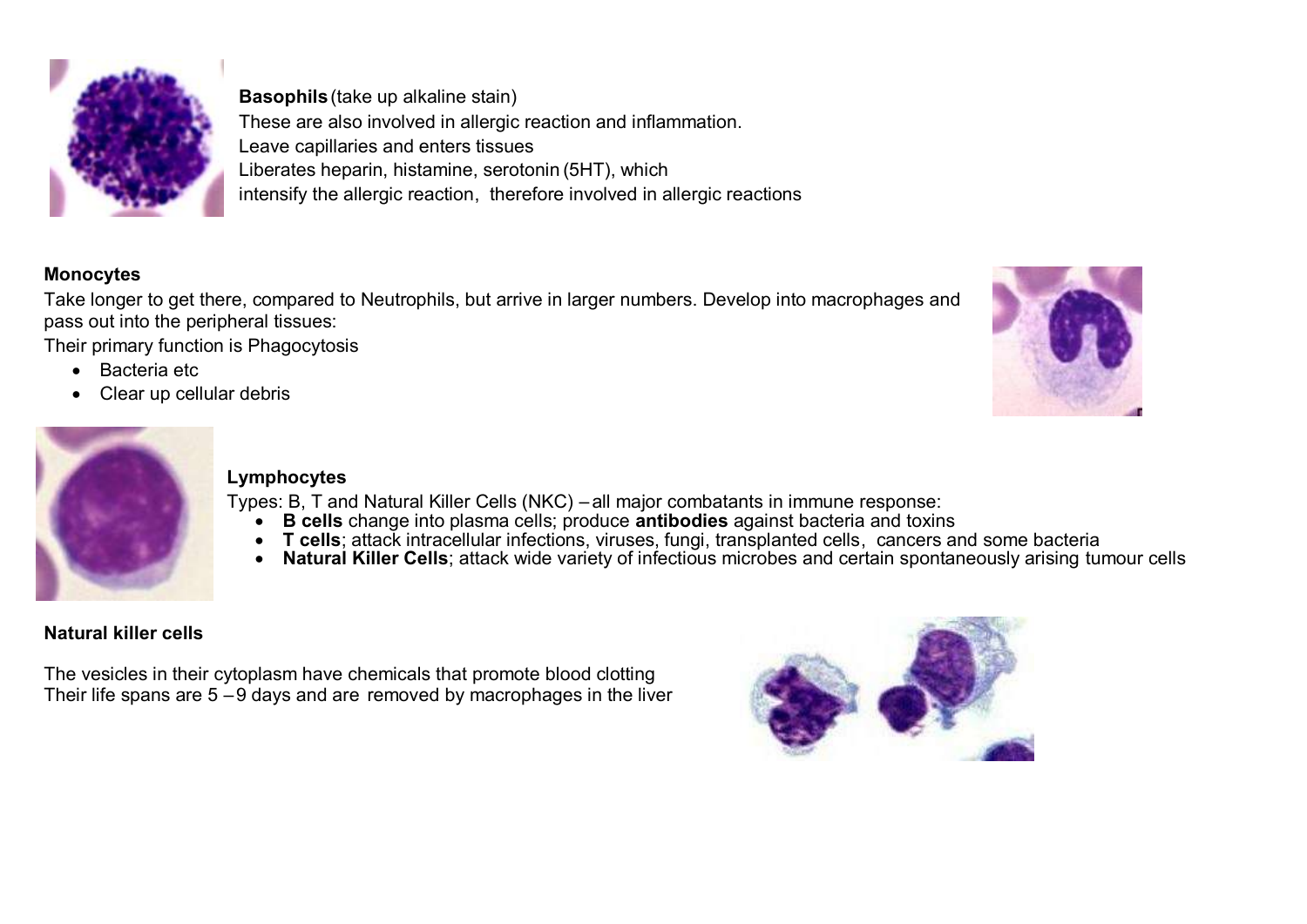**Basophils** (take up alkaline stain)
These are also involved in allergic reaction and inflammation.
Leave capillaries and enters tissues
Liberates heparin, histamine, serotonin (5HT), which
intensify the allergic reaction, therefore involved in allergic reactions

**Monocytes**

Take longer to get there, compared to Neutrophils, but arrive in larger numbers. Develop into macrophages and pass out into the peripheral tissues:
Their primary function is Phagocytosis

- Bacteria etc
- Clear up cellular debris

**Lymphocytes**

Types: B, T and Natural Killer Cells (NKC) – all major combatants in immune response:

- **B cells** change into plasma cells; produce **antibodies** against bacteria and toxins
- **T cells**; attack intracellular infections, viruses, fungi, transplanted cells, cancers and some bacteria
- **Natural Killer Cells**; attack wide variety of infectious microbes and certain spontaneously arising tumour cells

**Natural killer cells**

The vesicles in their cytoplasm have chemicals that promote blood clotting
Their life spans are 5 – 9 days and are removed by macrophages in the liver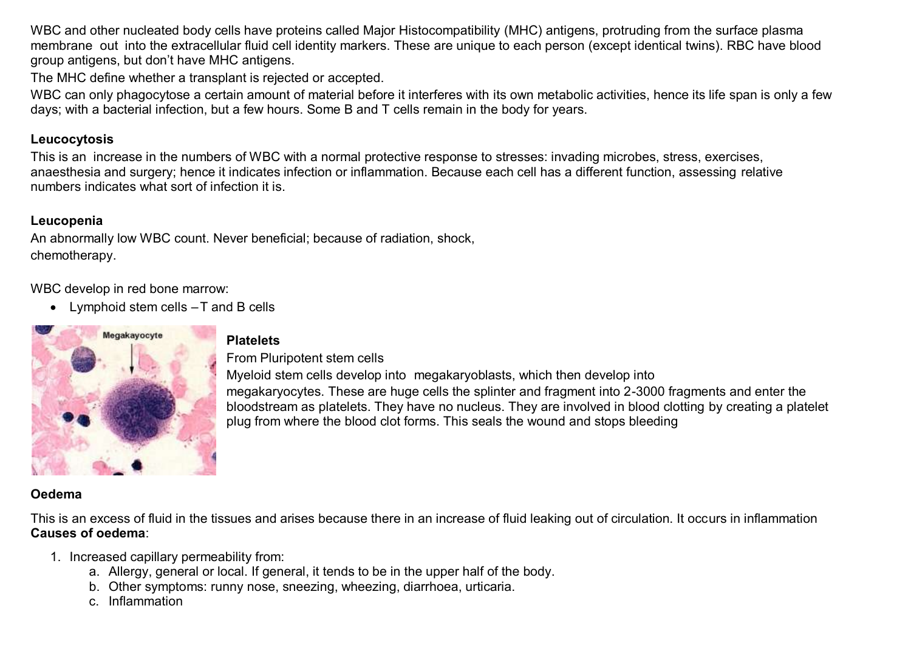WBC and other nucleated body cells have proteins called Major Histocompatibility (MHC) antigens, protruding from the surface plasma membrane out into the extracellular fluid cell identity markers. These are unique to each person (except identical twins). RBC have blood group antigens, but don't have MHC antigens.

The MHC define whether a transplant is rejected or accepted.

WBC can only phagocytose a certain amount of material before it interferes with its own metabolic activities, hence its life span is only a few days; with a bacterial infection, but a few hours. Some B and T cells remain in the body for years.

**Leucocytosis**

This is an increase in the numbers of WBC with a normal protective response to stresses: invading microbes, stress, exercises, anaesthesia and surgery; hence it indicates infection or inflammation. Because each cell has a different function, assessing relative numbers indicates what sort of infection it is.

**Leucopenia**

An abnormally low WBC count. Never beneficial; because of radiation, shock, chemotherapy.

WBC develop in red bone marrow:

- Lymphoid stem cells – T and B cells

**Platelets**

From Pluripotent stem cells

Myeloid stem cells develop into megakaryoblasts, which then develop into megakaryocytes. These are huge cells the splinter and fragment into 2-3000 fragments and enter the bloodstream as platelets. They have no nucleus. They are involved in blood clotting by creating a platelet plug from where the blood clot forms. This seals the wound and stops bleeding

**Oedema**

This is an excess of fluid in the tissues and arises because there in an increase of fluid leaking out of circulation. It occurs in inflammation

**Causes of oedema**:

1. Increased capillary permeability from:
   a. Allergy, general or local. If general, it tends to be in the upper half of the body.
   b. Other symptoms: runny nose, sneezing, wheezing, diarrhoea, urticaria.
   c. Inflammation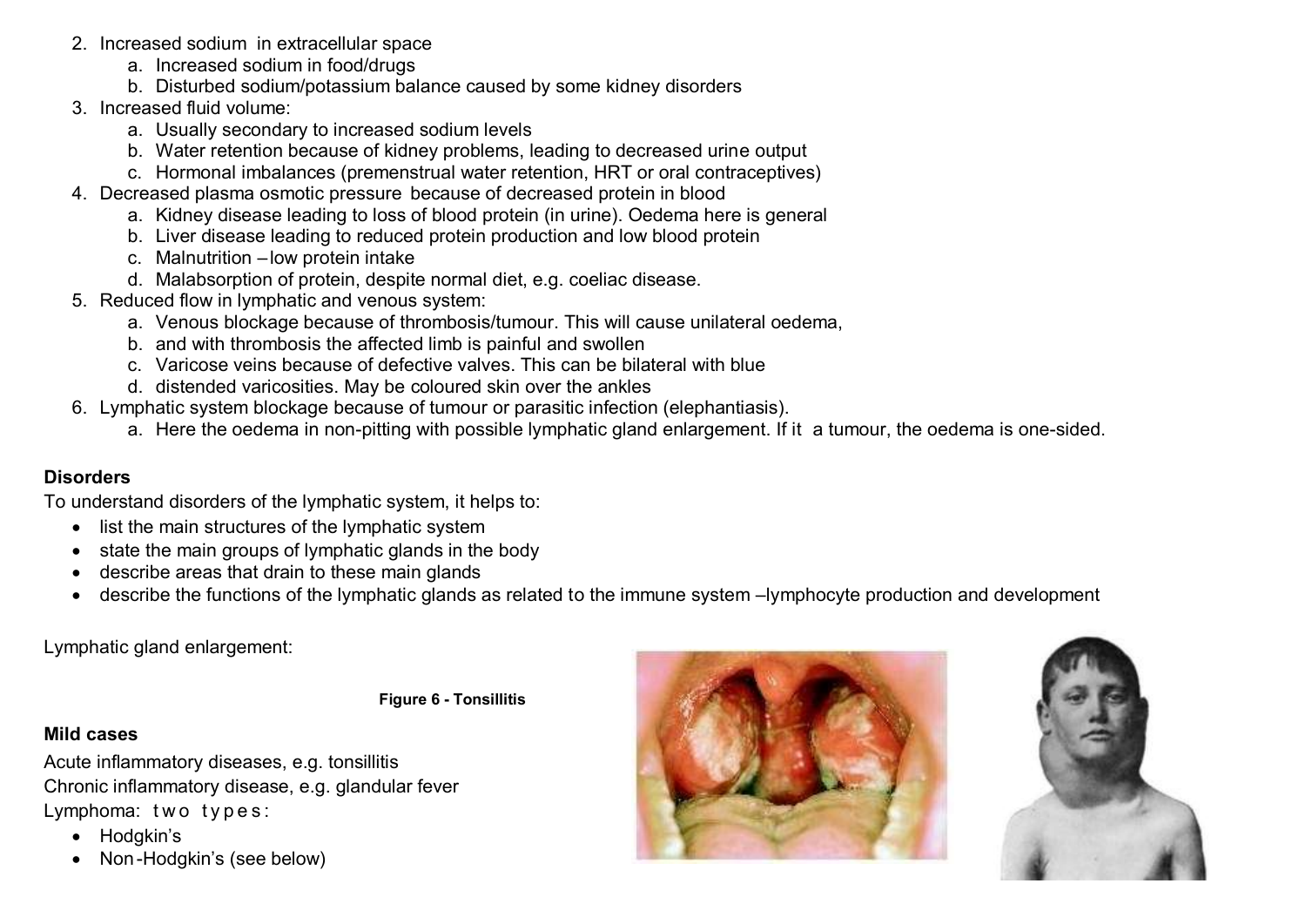2. Increased sodium in extracellular space
    a. Increased sodium in food/drugs
    b. Disturbed sodium/potassium balance caused by some kidney disorders
3. Increased fluid volume:
    a. Usually secondary to increased sodium levels
    b. Water retention because of kidney problems, leading to decreased urine output
    c. Hormonal imbalances (premenstrual water retention, HRT or oral contraceptives)
4. Decreased plasma osmotic pressure because of decreased protein in blood
    a. Kidney disease leading to loss of blood protein (in urine). Oedema here is general
    b. Liver disease leading to reduced protein production and low blood protein
    c. Malnutrition – low protein intake
    d. Malabsorption of protein, despite normal diet, e.g. coeliac disease.
5. Reduced flow in lymphatic and venous system:
    a. Venous blockage because of thrombosis/tumour. This will cause unilateral oedema,
    b. and with thrombosis the affected limb is painful and swollen
    c. Varicose veins because of defective valves. This can be bilateral with blue
    d. distended varicosities. May be coloured skin over the ankles
6. Lymphatic system blockage because of tumour or parasitic infection (elephantiasis).
    a. Here the oedema in non-pitting with possible lymphatic gland enlargement. If it a tumour, the oedema is one-sided.

**Disorders**

To understand disorders of the lymphatic system, it helps to:

- list the main structures of the lymphatic system
- state the main groups of lymphatic glands in the body
- describe areas that drain to these main glands
- describe the functions of the lymphatic glands as related to the immune system – lymphocyte production and development

Lymphatic gland enlargement:

**Figure 6 - Tonsillitis**

**Mild cases**

Acute inflammatory diseases, e.g. tonsillitis
Chronic inflammatory disease, e.g. glandular fever
Lymphoma: two types:

- Hodgkin's
- Non-Hodgkin's (see below)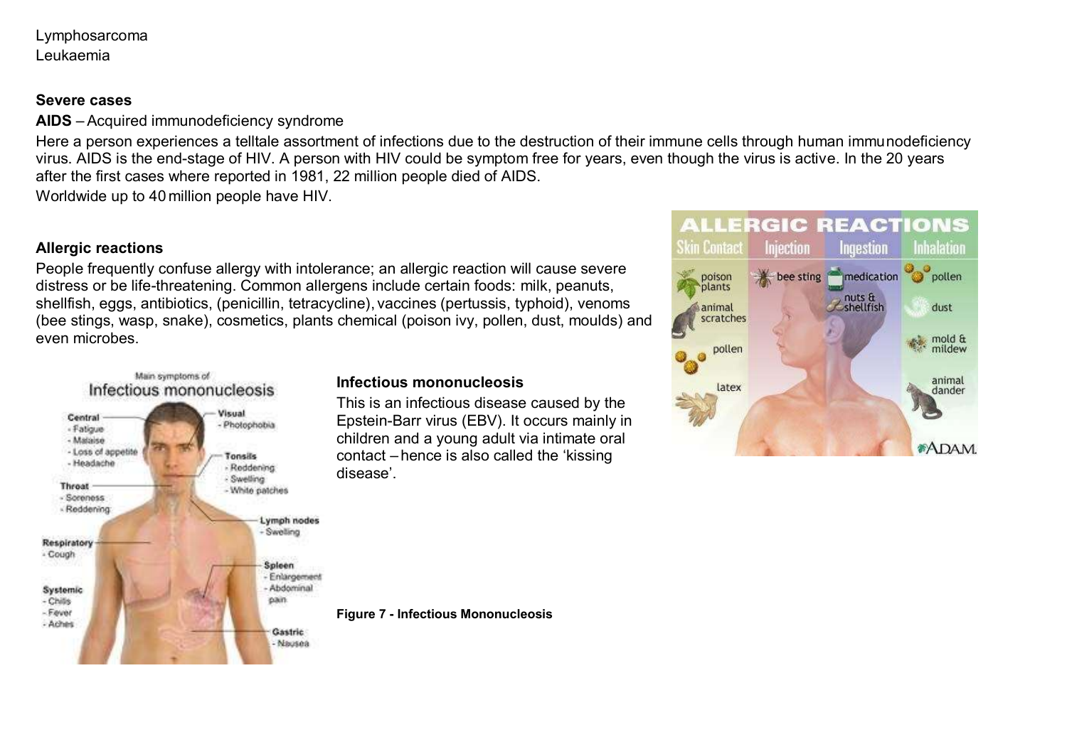Lymphosarcoma
Leukaemia

**Severe cases**

**AIDS** – Acquired immunodeficiency syndrome

Here a person experiences a telltale assortment of infections due to the destruction of their immune cells through human immunodeficiency virus. AIDS is the end-stage of HIV. A person with HIV could be symptom free for years, even though the virus is active. In the 20 years after the first cases where reported in 1981, 22 million people died of AIDS.

Worldwide up to 40 million people have HIV.

**Allergic reactions**

People frequently confuse allergy with intolerance; an allergic reaction will cause severe distress or be life-threatening. Common allergens include certain foods: milk, peanuts, shellfish, eggs, antibiotics, (penicillin, tetracycline), vaccines (pertussis, typhoid), venoms (bee stings, wasp, snake), cosmetics, plants chemical (poison ivy, pollen, dust, moulds) and even microbes.

**Infectious mononucleosis**

This is an infectious disease caused by the Epstein-Barr virus (EBV). It occurs mainly in children and a young adult via intimate oral contact – hence is also called the 'kissing disease'.

**Figure 7 - Infectious Mononucleosis**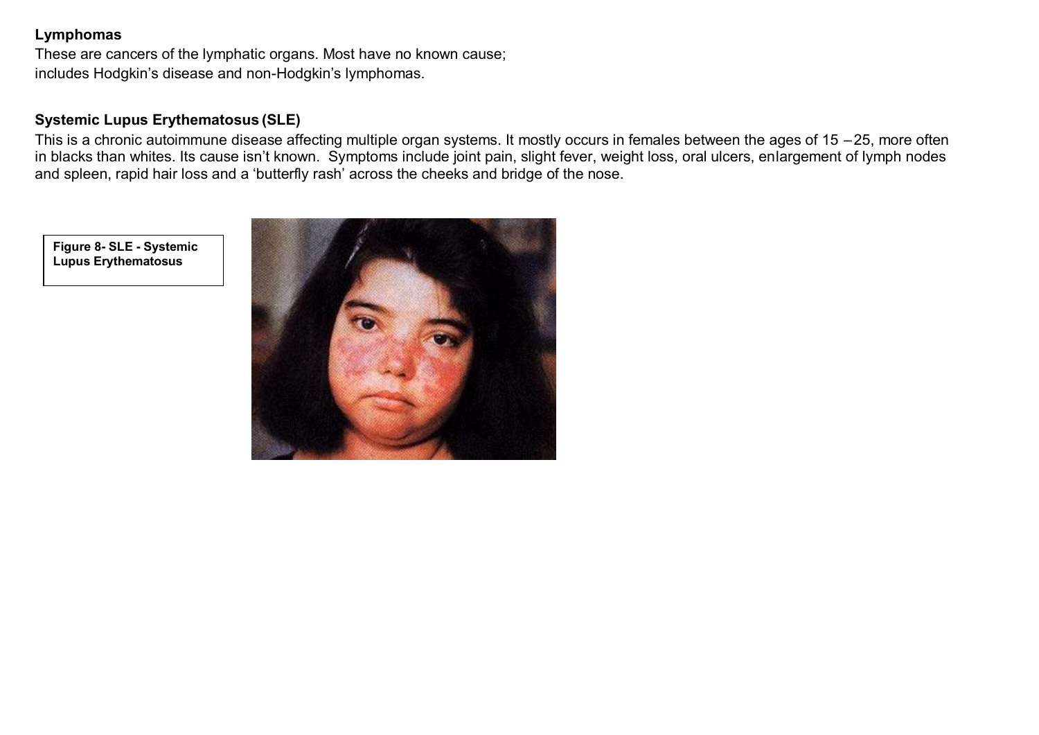**Lymphomas**

These are cancers of the lymphatic organs. Most have no known cause; includes Hodgkin's disease and non-Hodgkin's lymphomas.

**Systemic Lupus Erythematosus (SLE)**

This is a chronic autoimmune disease affecting multiple organ systems. It mostly occurs in females between the ages of 15 – 25, more often in blacks than whites. Its cause isn't known. Symptoms include joint pain, slight fever, weight loss, oral ulcers, enlargement of lymph nodes and spleen, rapid hair loss and a 'butterfly rash' across the cheeks and bridge of the nose.

**Figure 8- SLE - Systemic Lupus Erythematosus**